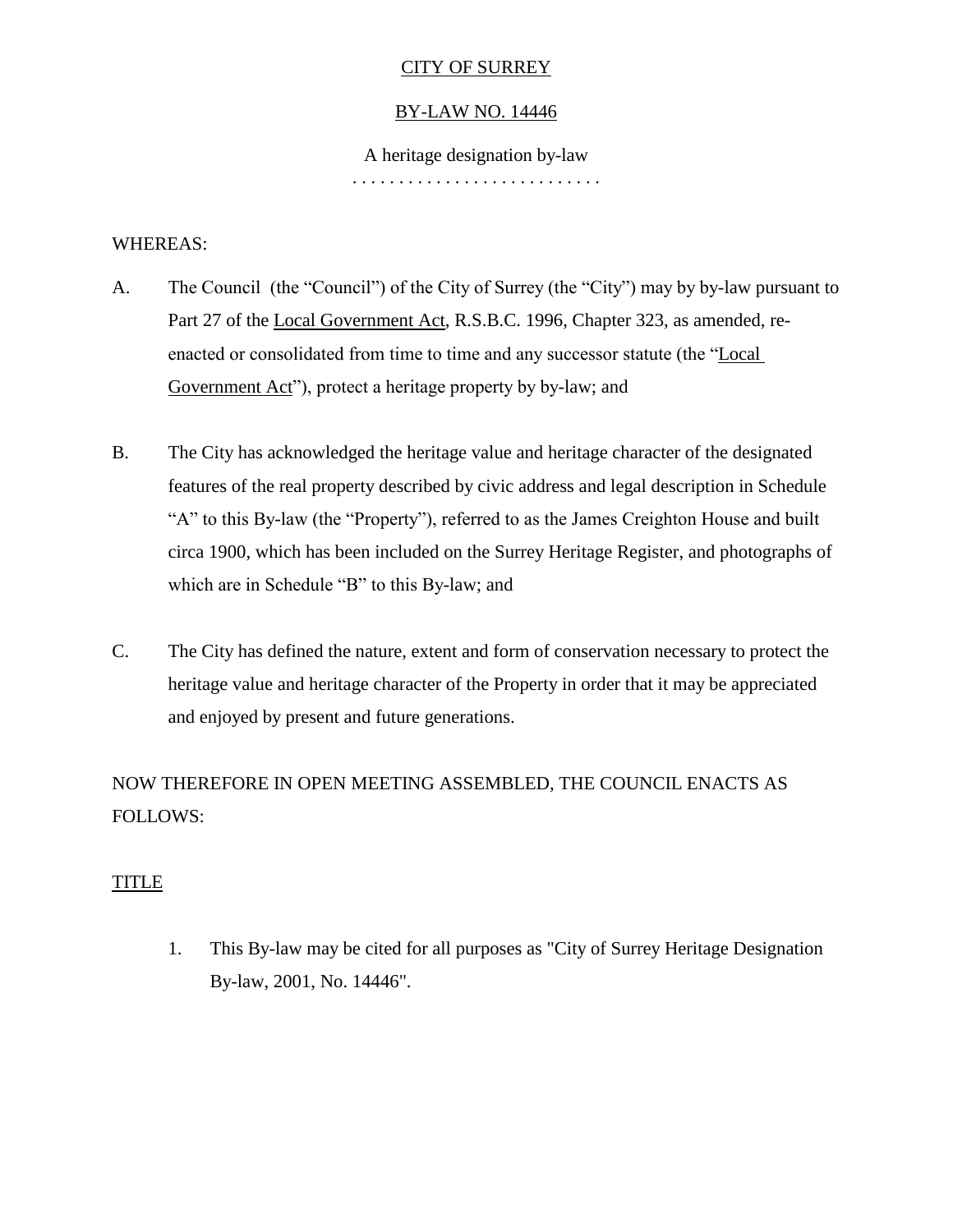<u>CITY OF SURREY</u>

<u>BY-LAW NO. 14446</u>

A heritage designation by-law

. . . . . . . . . . . . . . . . . . . . . . . . . . .

WHEREAS:

A. The Council (the "Council") of the City of Surrey (the "City") may by by-law pursuant to Part 27 of the <u>Local Government Act</u>, R.S.B.C. 1996, Chapter 323, as amended, re-enacted or consolidated from time to time and any successor statute (the "<u>Local Government Act</u>"), protect a heritage property by by-law; and

B. The City has acknowledged the heritage value and heritage character of the designated features of the real property described by civic address and legal description in Schedule "A" to this By-law (the "Property"), referred to as the James Creighton House and built circa 1900, which has been included on the Surrey Heritage Register, and photographs of which are in Schedule "B" to this By-law; and

C. The City has defined the nature, extent and form of conservation necessary to protect the heritage value and heritage character of the Property in order that it may be appreciated and enjoyed by present and future generations.

NOW THEREFORE IN OPEN MEETING ASSEMBLED, THE COUNCIL ENACTS AS FOLLOWS:

<u>TITLE</u>

1. This By-law may be cited for all purposes as "City of Surrey Heritage Designation By-law, 2001, No. 14446".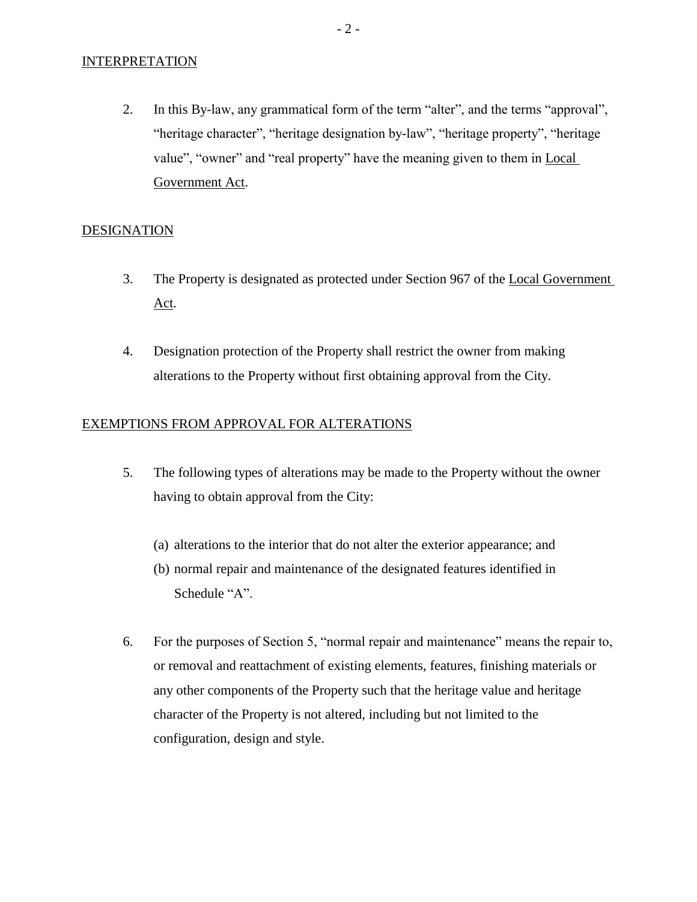## INTERPRETATION

2. In this By-law, any grammatical form of the term “alter”, and the terms “approval”, “heritage character”, “heritage designation by-law”, “heritage property”, “heritage value”, “owner” and “real property” have the meaning given to them in Local Government Act.

## DESIGNATION

3. The Property is designated as protected under Section 967 of the Local Government Act.

4. Designation protection of the Property shall restrict the owner from making alterations to the Property without first obtaining approval from the City.

## EXEMPTIONS FROM APPROVAL FOR ALTERATIONS

5. The following types of alterations may be made to the Property without the owner having to obtain approval from the City:

   (a) alterations to the interior that do not alter the exterior appearance; and
   (b) normal repair and maintenance of the designated features identified in Schedule “A”.

6. For the purposes of Section 5, “normal repair and maintenance” means the repair to, or removal and reattachment of existing elements, features, finishing materials or any other components of the Property such that the heritage value and heritage character of the Property is not altered, including but not limited to the configuration, design and style.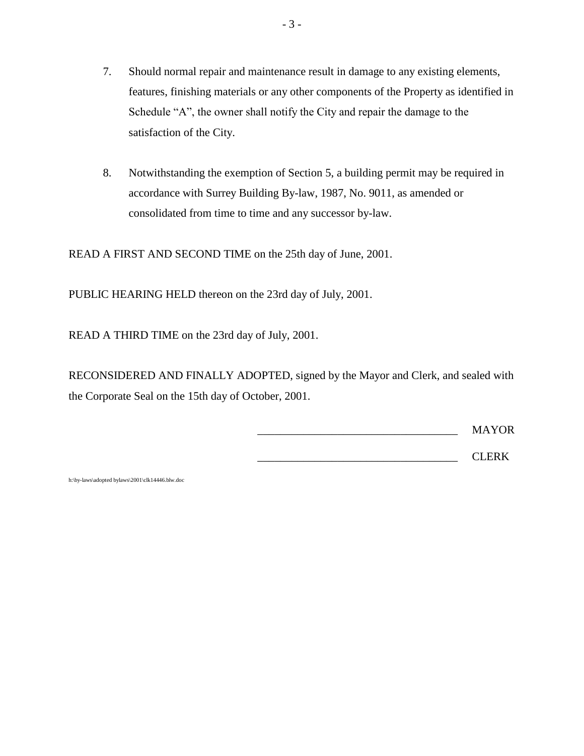7. Should normal repair and maintenance result in damage to any existing elements, features, finishing materials or any other components of the Property as identified in Schedule "A", the owner shall notify the City and repair the damage to the satisfaction of the City.

8. Notwithstanding the exemption of Section 5, a building permit may be required in accordance with Surrey Building By-law, 1987, No. 9011, as amended or consolidated from time to time and any successor by-law.

READ A FIRST AND SECOND TIME on the 25th day of June, 2001.

PUBLIC HEARING HELD thereon on the 23rd day of July, 2001.

READ A THIRD TIME on the 23rd day of July, 2001.

RECONSIDERED AND FINALLY ADOPTED, signed by the Mayor and Clerk, and sealed with the Corporate Seal on the 15th day of October, 2001.

_________________________________ MAYOR

_________________________________ CLERK

h:\by-laws\adopted bylaws\2001\clk14446.blw.doc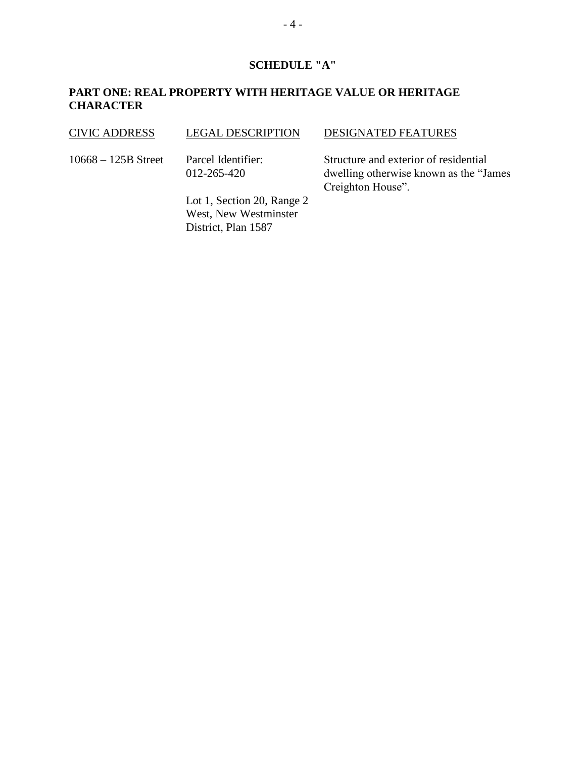# SCHEDULE "A"

## PART ONE: REAL PROPERTY WITH HERITAGE VALUE OR HERITAGE CHARACTER

| CIVIC ADDRESS | LEGAL DESCRIPTION | DESIGNATED FEATURES |
| --- | --- | --- |
| 10668 – 125B Street | Parcel Identifier: 012-265-420<br><br>Lot 1, Section 20, Range 2 West, New Westminster District, Plan 1587 | Structure and exterior of residential dwelling otherwise known as the "James Creighton House". |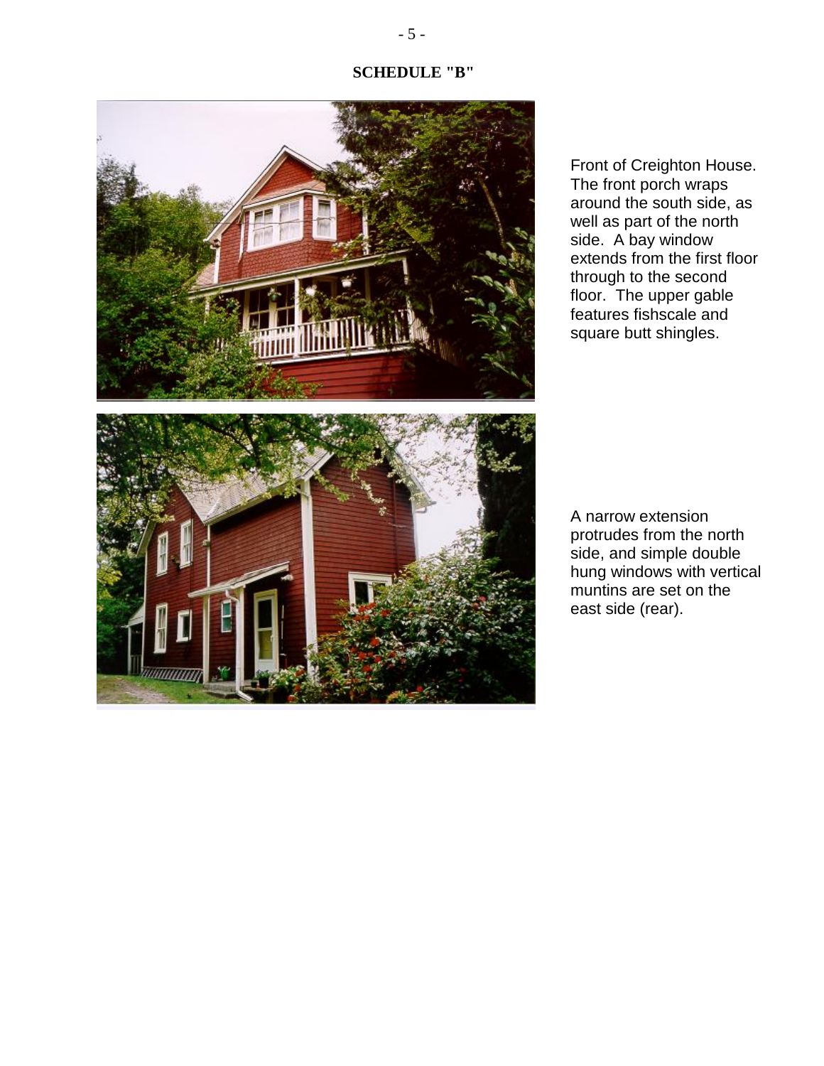**SCHEDULE "B"**

Front of Creighton House. The front porch wraps around the south side, as well as part of the north side. A bay window extends from the first floor through to the second floor. The upper gable features fishscale and square butt shingles.

A narrow extension protrudes from the north side, and simple double hung windows with vertical muntins are set on the east side (rear).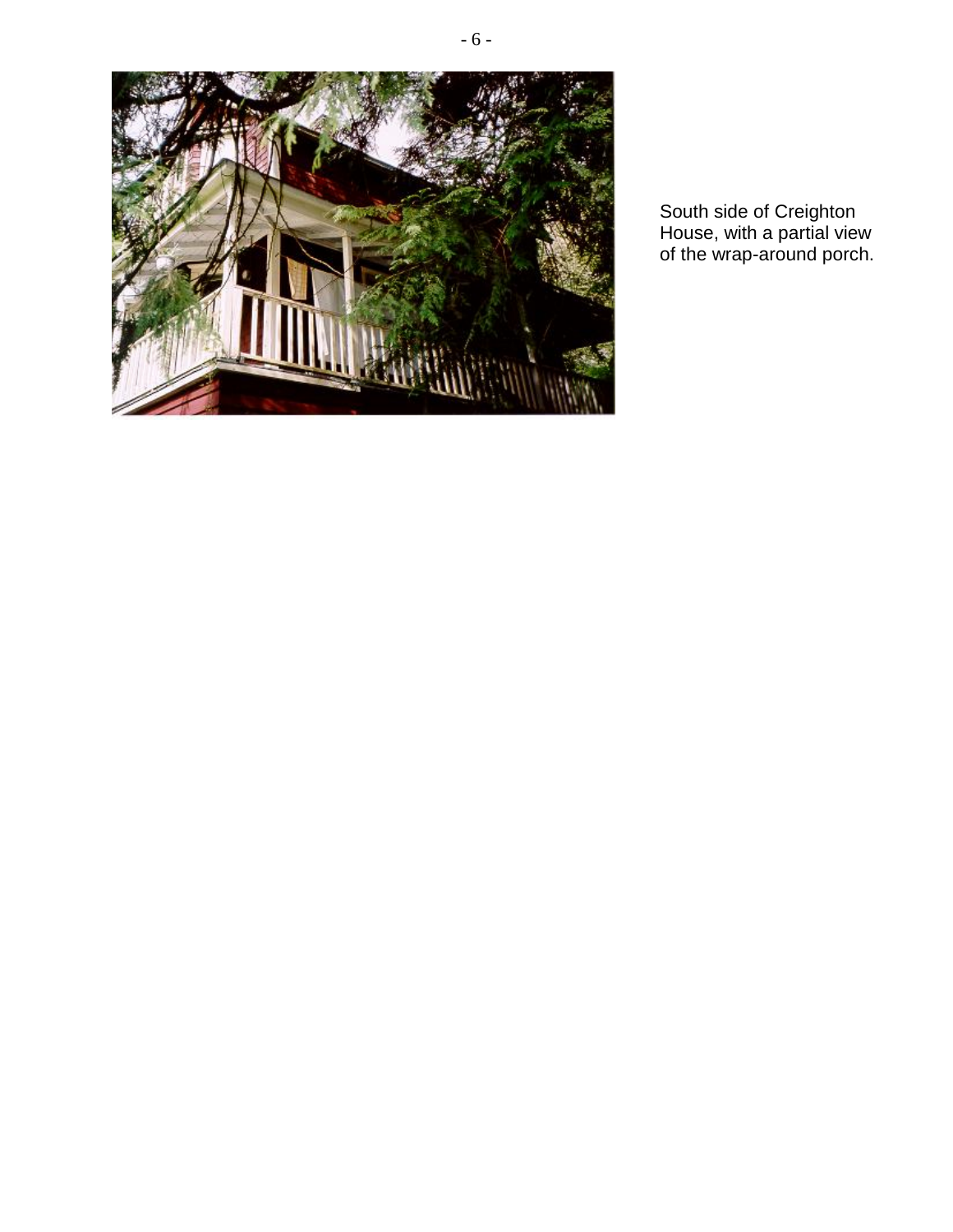South side of Creighton House, with a partial view of the wrap-around porch.